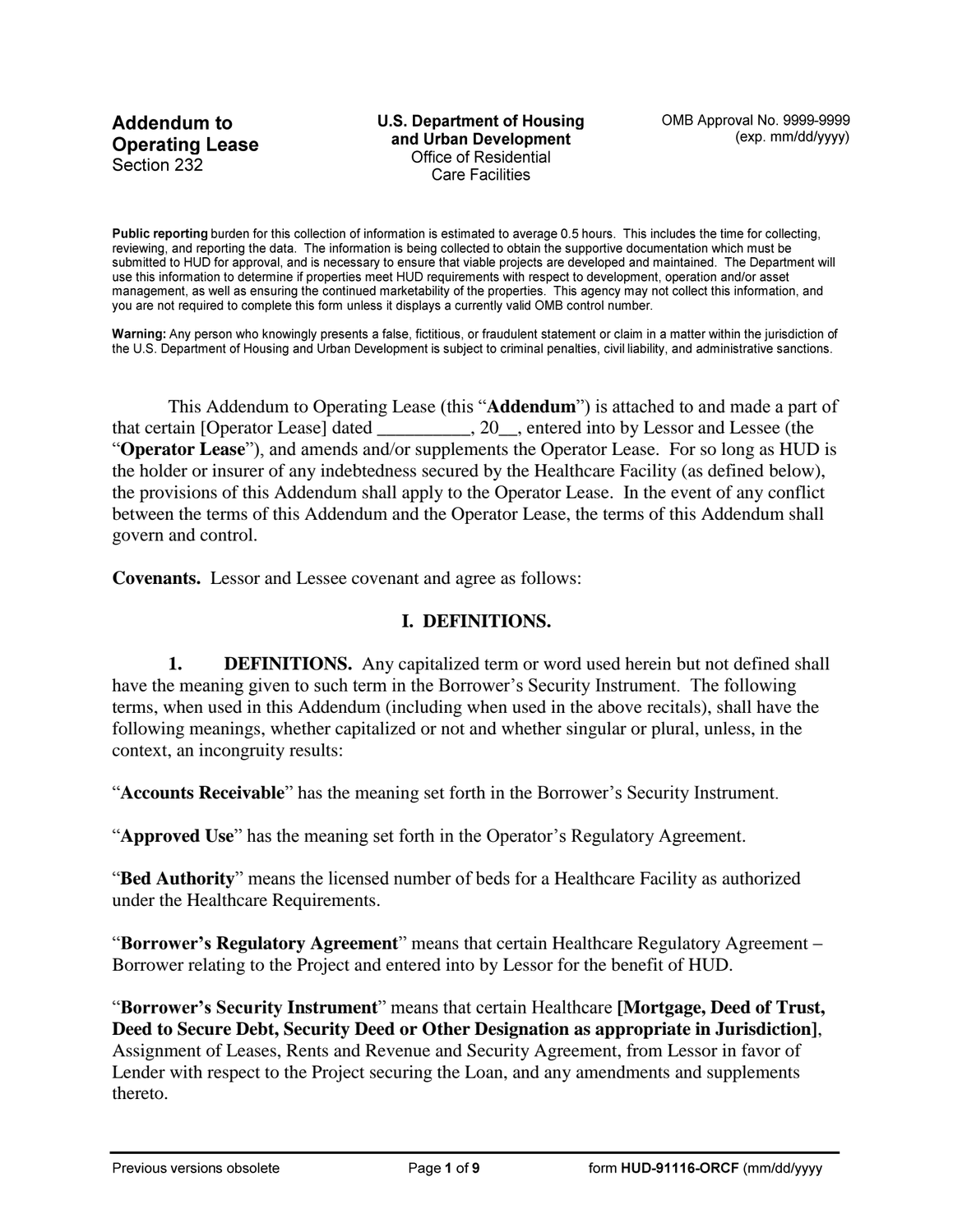**Addendum to Operating Lease**
Section 232

**U.S. Department of Housing and Urban Development**
Office of Residential Care Facilities

OMB Approval No. 9999-9999
(exp. mm/dd/yyyy)

**Public reporting** burden for this collection of information is estimated to average 0.5 hours. This includes the time for collecting, reviewing, and reporting the data. The information is being collected to obtain the supportive documentation which must be submitted to HUD for approval, and is necessary to ensure that viable projects are developed and maintained. The Department will use this information to determine if properties meet HUD requirements with respect to development, operation and/or asset management, as well as ensuring the continued marketability of the properties. This agency may not collect this information, and you are not required to complete this form unless it displays a currently valid OMB control number.

**Warning:** Any person who knowingly presents a false, fictitious, or fraudulent statement or claim in a matter within the jurisdiction of the U.S. Department of Housing and Urban Development is subject to criminal penalties, civil liability, and administrative sanctions.

This Addendum to Operating Lease (this "**Addendum**") is attached to and made a part of that certain [Operator Lease] dated __________, 20__, entered into by Lessor and Lessee (the "**Operator Lease**"), and amends and/or supplements the Operator Lease. For so long as HUD is the holder or insurer of any indebtedness secured by the Healthcare Facility (as defined below), the provisions of this Addendum shall apply to the Operator Lease. In the event of any conflict between the terms of this Addendum and the Operator Lease, the terms of this Addendum shall govern and control.

**Covenants.** Lessor and Lessee covenant and agree as follows:

## I. DEFINITIONS.

**1. DEFINITIONS.** Any capitalized term or word used herein but not defined shall have the meaning given to such term in the Borrower's Security Instrument. The following terms, when used in this Addendum (including when used in the above recitals), shall have the following meanings, whether capitalized or not and whether singular or plural, unless, in the context, an incongruity results:

"**Accounts Receivable**" has the meaning set forth in the Borrower's Security Instrument.

"**Approved Use**" has the meaning set forth in the Operator's Regulatory Agreement.

"**Bed Authority**" means the licensed number of beds for a Healthcare Facility as authorized under the Healthcare Requirements.

"**Borrower's Regulatory Agreement**" means that certain Healthcare Regulatory Agreement – Borrower relating to the Project and entered into by Lessor for the benefit of HUD.

"**Borrower's Security Instrument**" means that certain Healthcare **[Mortgage, Deed of Trust, Deed to Secure Debt, Security Deed or Other Designation as appropriate in Jurisdiction]**, Assignment of Leases, Rents and Revenue and Security Agreement, from Lessor in favor of Lender with respect to the Project securing the Loan, and any amendments and supplements thereto.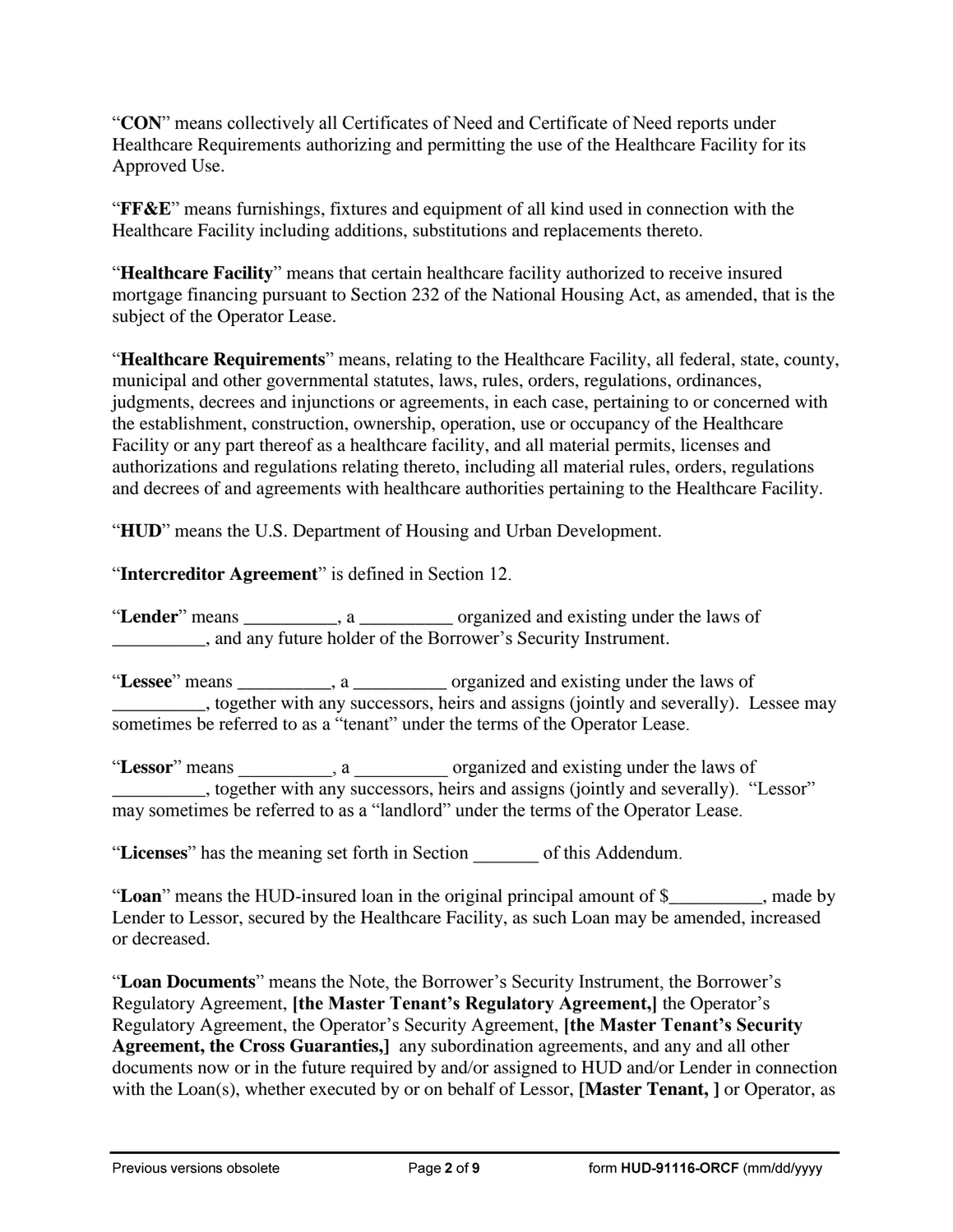"**CON**" means collectively all Certificates of Need and Certificate of Need reports under Healthcare Requirements authorizing and permitting the use of the Healthcare Facility for its Approved Use.

"**FF&E**" means furnishings, fixtures and equipment of all kind used in connection with the Healthcare Facility including additions, substitutions and replacements thereto.

"**Healthcare Facility**" means that certain healthcare facility authorized to receive insured mortgage financing pursuant to Section 232 of the National Housing Act, as amended, that is the subject of the Operator Lease.

"**Healthcare Requirements**" means, relating to the Healthcare Facility, all federal, state, county, municipal and other governmental statutes, laws, rules, orders, regulations, ordinances, judgments, decrees and injunctions or agreements, in each case, pertaining to or concerned with the establishment, construction, ownership, operation, use or occupancy of the Healthcare Facility or any part thereof as a healthcare facility, and all material permits, licenses and authorizations and regulations relating thereto, including all material rules, orders, regulations and decrees of and agreements with healthcare authorities pertaining to the Healthcare Facility.

"**HUD**" means the U.S. Department of Housing and Urban Development.

"**Intercreditor Agreement**" is defined in Section 12.

"**Lender**" means __________, a __________ organized and existing under the laws of __________, and any future holder of the Borrower's Security Instrument.

"**Lessee**" means __________, a __________ organized and existing under the laws of __________, together with any successors, heirs and assigns (jointly and severally). Lessee may sometimes be referred to as a "tenant" under the terms of the Operator Lease.

"**Lessor**" means __________, a __________ organized and existing under the laws of __________, together with any successors, heirs and assigns (jointly and severally). "Lessor" may sometimes be referred to as a "landlord" under the terms of the Operator Lease.

"**Licenses**" has the meaning set forth in Section _______ of this Addendum.

"**Loan**" means the HUD-insured loan in the original principal amount of $__________, made by Lender to Lessor, secured by the Healthcare Facility, as such Loan may be amended, increased or decreased.

"**Loan Documents**" means the Note, the Borrower's Security Instrument, the Borrower's Regulatory Agreement, **[the Master Tenant's Regulatory Agreement,]** the Operator's Regulatory Agreement, the Operator's Security Agreement, **[the Master Tenant's Security Agreement, the Cross Guaranties,]** any subordination agreements, and any and all other documents now or in the future required by and/or assigned to HUD and/or Lender in connection with the Loan(s), whether executed by or on behalf of Lessor, **[Master Tenant, ]** or Operator, as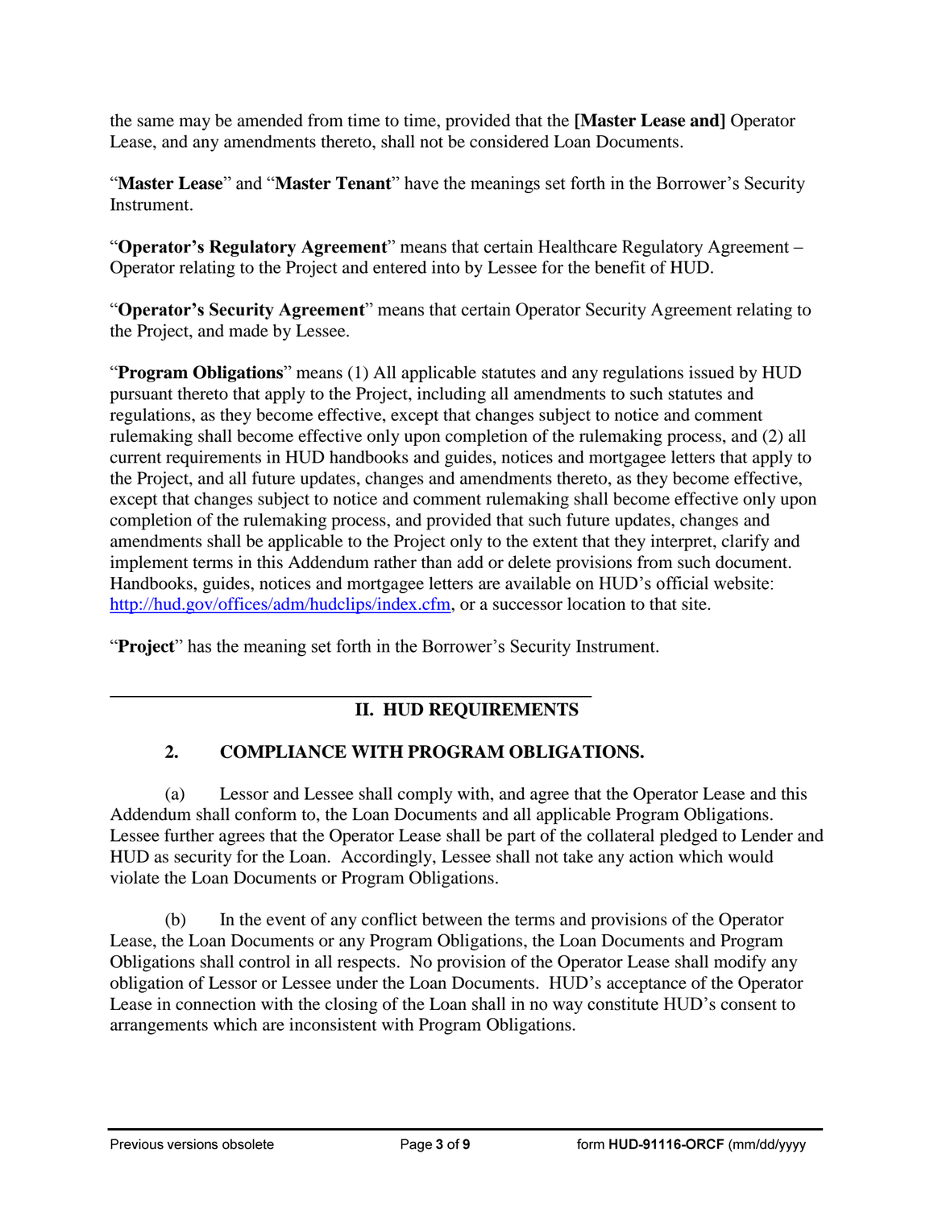the same may be amended from time to time, provided that the **[Master Lease and]** Operator Lease, and any amendments thereto, shall not be considered Loan Documents.

"**Master Lease**" and "**Master Tenant**" have the meanings set forth in the Borrower's Security Instrument.

"**Operator's Regulatory Agreement**" means that certain Healthcare Regulatory Agreement – Operator relating to the Project and entered into by Lessee for the benefit of HUD.

"**Operator's Security Agreement**" means that certain Operator Security Agreement relating to the Project, and made by Lessee.

"**Program Obligations**" means (1) All applicable statutes and any regulations issued by HUD pursuant thereto that apply to the Project, including all amendments to such statutes and regulations, as they become effective, except that changes subject to notice and comment rulemaking shall become effective only upon completion of the rulemaking process, and (2) all current requirements in HUD handbooks and guides, notices and mortgagee letters that apply to the Project, and all future updates, changes and amendments thereto, as they become effective, except that changes subject to notice and comment rulemaking shall become effective only upon completion of the rulemaking process, and provided that such future updates, changes and amendments shall be applicable to the Project only to the extent that they interpret, clarify and implement terms in this Addendum rather than add or delete provisions from such document. Handbooks, guides, notices and mortgagee letters are available on HUD's official website: http://hud.gov/offices/adm/hudclips/index.cfm, or a successor location to that site.

"**Project**" has the meaning set forth in the Borrower's Security Instrument.

## II. HUD REQUIREMENTS

### 2. COMPLIANCE WITH PROGRAM OBLIGATIONS.

(a) Lessor and Lessee shall comply with, and agree that the Operator Lease and this Addendum shall conform to, the Loan Documents and all applicable Program Obligations. Lessee further agrees that the Operator Lease shall be part of the collateral pledged to Lender and HUD as security for the Loan. Accordingly, Lessee shall not take any action which would violate the Loan Documents or Program Obligations.

(b) In the event of any conflict between the terms and provisions of the Operator Lease, the Loan Documents or any Program Obligations, the Loan Documents and Program Obligations shall control in all respects. No provision of the Operator Lease shall modify any obligation of Lessor or Lessee under the Loan Documents. HUD's acceptance of the Operator Lease in connection with the closing of the Loan shall in no way constitute HUD's consent to arrangements which are inconsistent with Program Obligations.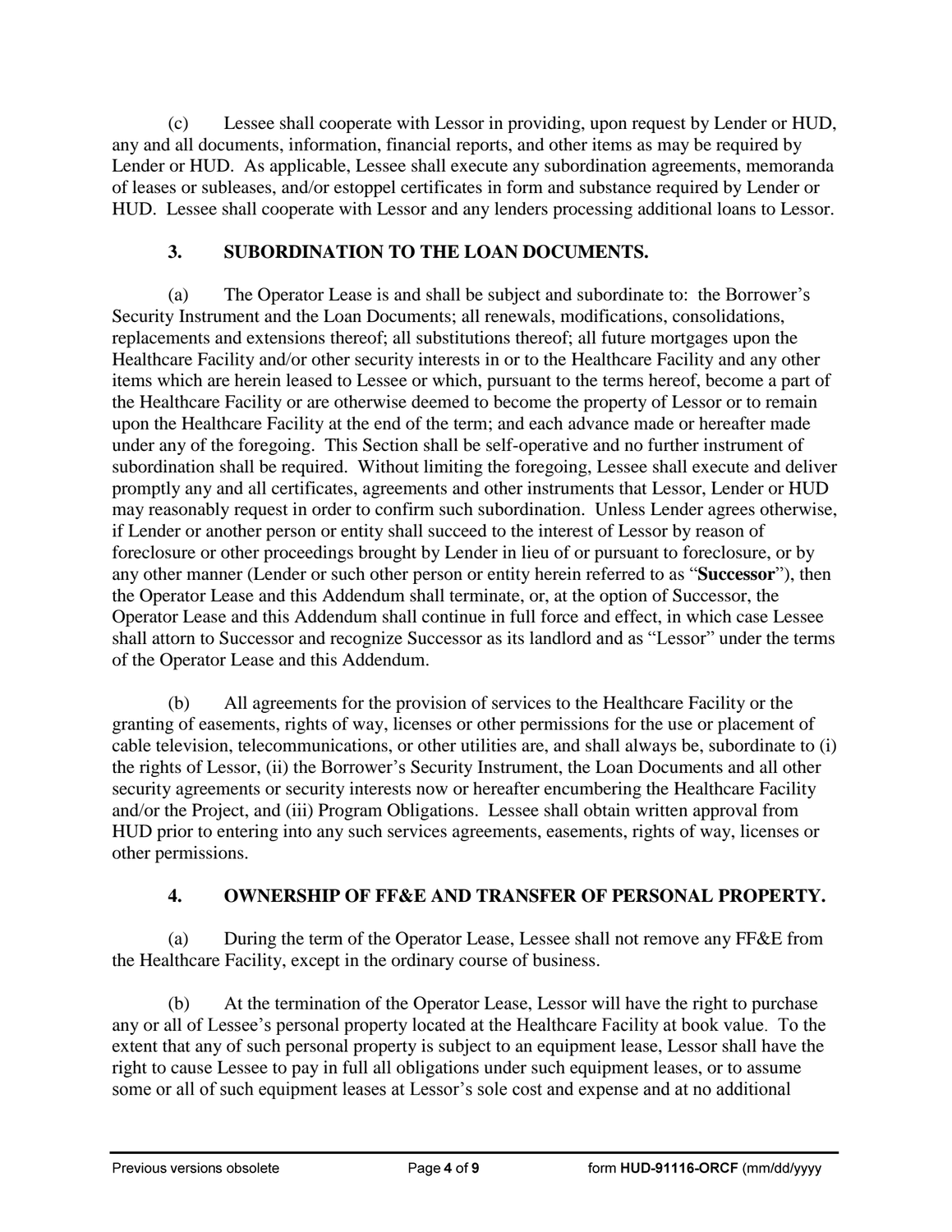(c) Lessee shall cooperate with Lessor in providing, upon request by Lender or HUD, any and all documents, information, financial reports, and other items as may be required by Lender or HUD. As applicable, Lessee shall execute any subordination agreements, memoranda of leases or subleases, and/or estoppel certificates in form and substance required by Lender or HUD. Lessee shall cooperate with Lessor and any lenders processing additional loans to Lessor.

### 3. SUBORDINATION TO THE LOAN DOCUMENTS.

(a) The Operator Lease is and shall be subject and subordinate to: the Borrower's Security Instrument and the Loan Documents; all renewals, modifications, consolidations, replacements and extensions thereof; all substitutions thereof; all future mortgages upon the Healthcare Facility and/or other security interests in or to the Healthcare Facility and any other items which are herein leased to Lessee or which, pursuant to the terms hereof, become a part of the Healthcare Facility or are otherwise deemed to become the property of Lessor or to remain upon the Healthcare Facility at the end of the term; and each advance made or hereafter made under any of the foregoing. This Section shall be self-operative and no further instrument of subordination shall be required. Without limiting the foregoing, Lessee shall execute and deliver promptly any and all certificates, agreements and other instruments that Lessor, Lender or HUD may reasonably request in order to confirm such subordination. Unless Lender agrees otherwise, if Lender or another person or entity shall succeed to the interest of Lessor by reason of foreclosure or other proceedings brought by Lender in lieu of or pursuant to foreclosure, or by any other manner (Lender or such other person or entity herein referred to as "**Successor**"), then the Operator Lease and this Addendum shall terminate, or, at the option of Successor, the Operator Lease and this Addendum shall continue in full force and effect, in which case Lessee shall attorn to Successor and recognize Successor as its landlord and as "Lessor" under the terms of the Operator Lease and this Addendum.

(b) All agreements for the provision of services to the Healthcare Facility or the granting of easements, rights of way, licenses or other permissions for the use or placement of cable television, telecommunications, or other utilities are, and shall always be, subordinate to (i) the rights of Lessor, (ii) the Borrower's Security Instrument, the Loan Documents and all other security agreements or security interests now or hereafter encumbering the Healthcare Facility and/or the Project, and (iii) Program Obligations. Lessee shall obtain written approval from HUD prior to entering into any such services agreements, easements, rights of way, licenses or other permissions.

### 4. OWNERSHIP OF FF&E AND TRANSFER OF PERSONAL PROPERTY.

(a) During the term of the Operator Lease, Lessee shall not remove any FF&E from the Healthcare Facility, except in the ordinary course of business.

(b) At the termination of the Operator Lease, Lessor will have the right to purchase any or all of Lessee's personal property located at the Healthcare Facility at book value. To the extent that any of such personal property is subject to an equipment lease, Lessor shall have the right to cause Lessee to pay in full all obligations under such equipment leases, or to assume some or all of such equipment leases at Lessor's sole cost and expense and at no additional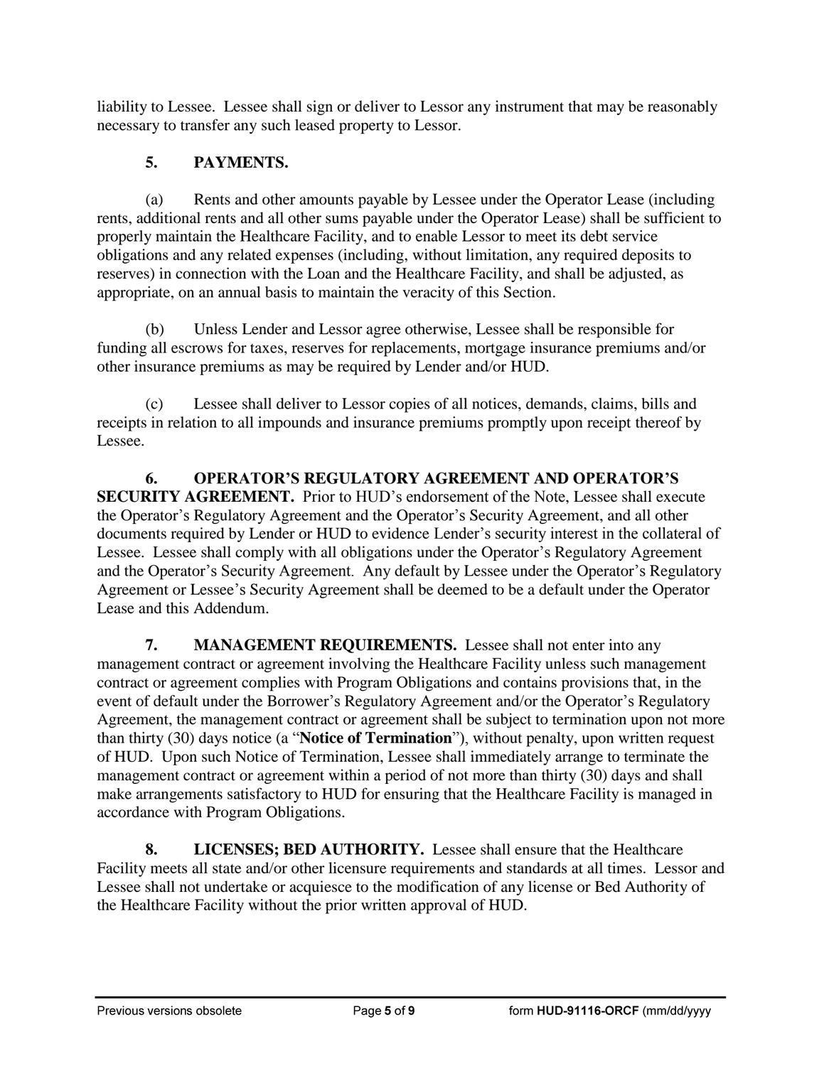liability to Lessee. Lessee shall sign or deliver to Lessor any instrument that may be reasonably necessary to transfer any such leased property to Lessor.

**5. PAYMENTS.**

(a) Rents and other amounts payable by Lessee under the Operator Lease (including rents, additional rents and all other sums payable under the Operator Lease) shall be sufficient to properly maintain the Healthcare Facility, and to enable Lessor to meet its debt service obligations and any related expenses (including, without limitation, any required deposits to reserves) in connection with the Loan and the Healthcare Facility, and shall be adjusted, as appropriate, on an annual basis to maintain the veracity of this Section.

(b) Unless Lender and Lessor agree otherwise, Lessee shall be responsible for funding all escrows for taxes, reserves for replacements, mortgage insurance premiums and/or other insurance premiums as may be required by Lender and/or HUD.

(c) Lessee shall deliver to Lessor copies of all notices, demands, claims, bills and receipts in relation to all impounds and insurance premiums promptly upon receipt thereof by Lessee.

**6. OPERATOR'S REGULATORY AGREEMENT AND OPERATOR'S SECURITY AGREEMENT.** Prior to HUD's endorsement of the Note, Lessee shall execute the Operator's Regulatory Agreement and the Operator's Security Agreement, and all other documents required by Lender or HUD to evidence Lender's security interest in the collateral of Lessee. Lessee shall comply with all obligations under the Operator's Regulatory Agreement and the Operator's Security Agreement. Any default by Lessee under the Operator's Regulatory Agreement or Lessee's Security Agreement shall be deemed to be a default under the Operator Lease and this Addendum.

**7. MANAGEMENT REQUIREMENTS.** Lessee shall not enter into any management contract or agreement involving the Healthcare Facility unless such management contract or agreement complies with Program Obligations and contains provisions that, in the event of default under the Borrower's Regulatory Agreement and/or the Operator's Regulatory Agreement, the management contract or agreement shall be subject to termination upon not more than thirty (30) days notice (a "**Notice of Termination**"), without penalty, upon written request of HUD. Upon such Notice of Termination, Lessee shall immediately arrange to terminate the management contract or agreement within a period of not more than thirty (30) days and shall make arrangements satisfactory to HUD for ensuring that the Healthcare Facility is managed in accordance with Program Obligations.

**8. LICENSES; BED AUTHORITY.** Lessee shall ensure that the Healthcare Facility meets all state and/or other licensure requirements and standards at all times. Lessor and Lessee shall not undertake or acquiesce to the modification of any license or Bed Authority of the Healthcare Facility without the prior written approval of HUD.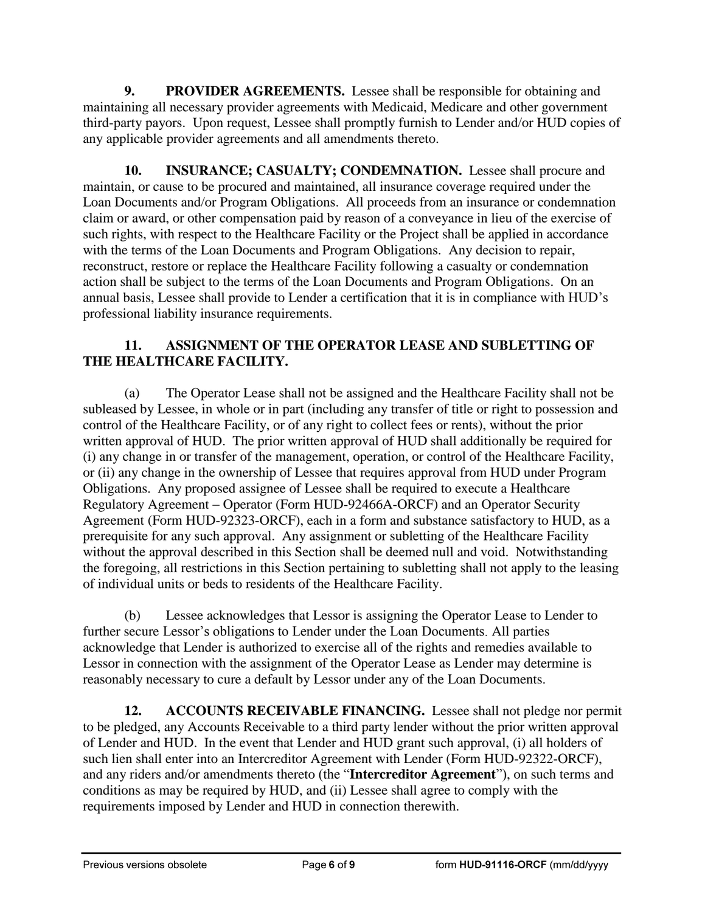**9. PROVIDER AGREEMENTS.** Lessee shall be responsible for obtaining and maintaining all necessary provider agreements with Medicaid, Medicare and other government third-party payors. Upon request, Lessee shall promptly furnish to Lender and/or HUD copies of any applicable provider agreements and all amendments thereto.

**10. INSURANCE; CASUALTY; CONDEMNATION.** Lessee shall procure and maintain, or cause to be procured and maintained, all insurance coverage required under the Loan Documents and/or Program Obligations. All proceeds from an insurance or condemnation claim or award, or other compensation paid by reason of a conveyance in lieu of the exercise of such rights, with respect to the Healthcare Facility or the Project shall be applied in accordance with the terms of the Loan Documents and Program Obligations. Any decision to repair, reconstruct, restore or replace the Healthcare Facility following a casualty or condemnation action shall be subject to the terms of the Loan Documents and Program Obligations. On an annual basis, Lessee shall provide to Lender a certification that it is in compliance with HUD's professional liability insurance requirements.

**11. ASSIGNMENT OF THE OPERATOR LEASE AND SUBLETTING OF THE HEALTHCARE FACILITY.**

(a) The Operator Lease shall not be assigned and the Healthcare Facility shall not be subleased by Lessee, in whole or in part (including any transfer of title or right to possession and control of the Healthcare Facility, or of any right to collect fees or rents), without the prior written approval of HUD. The prior written approval of HUD shall additionally be required for (i) any change in or transfer of the management, operation, or control of the Healthcare Facility, or (ii) any change in the ownership of Lessee that requires approval from HUD under Program Obligations. Any proposed assignee of Lessee shall be required to execute a Healthcare Regulatory Agreement – Operator (Form HUD-92466A-ORCF) and an Operator Security Agreement (Form HUD-92323-ORCF), each in a form and substance satisfactory to HUD, as a prerequisite for any such approval. Any assignment or subletting of the Healthcare Facility without the approval described in this Section shall be deemed null and void. Notwithstanding the foregoing, all restrictions in this Section pertaining to subletting shall not apply to the leasing of individual units or beds to residents of the Healthcare Facility.

(b) Lessee acknowledges that Lessor is assigning the Operator Lease to Lender to further secure Lessor's obligations to Lender under the Loan Documents. All parties acknowledge that Lender is authorized to exercise all of the rights and remedies available to Lessor in connection with the assignment of the Operator Lease as Lender may determine is reasonably necessary to cure a default by Lessor under any of the Loan Documents.

**12. ACCOUNTS RECEIVABLE FINANCING.** Lessee shall not pledge nor permit to be pledged, any Accounts Receivable to a third party lender without the prior written approval of Lender and HUD. In the event that Lender and HUD grant such approval, (i) all holders of such lien shall enter into an Intercreditor Agreement with Lender (Form HUD-92322-ORCF), and any riders and/or amendments thereto (the "**Intercreditor Agreement**"), on such terms and conditions as may be required by HUD, and (ii) Lessee shall agree to comply with the requirements imposed by Lender and HUD in connection therewith.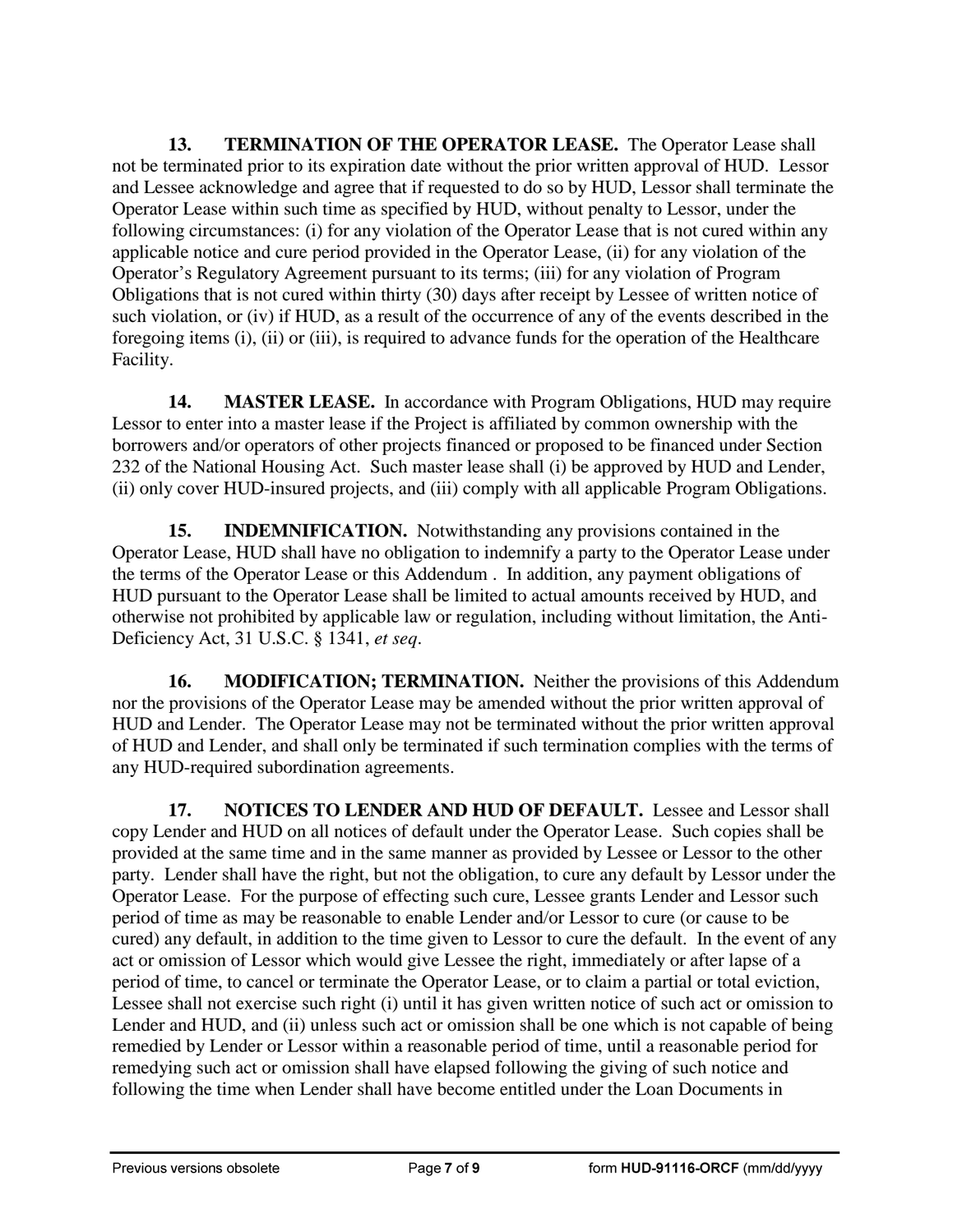**13. TERMINATION OF THE OPERATOR LEASE.** The Operator Lease shall not be terminated prior to its expiration date without the prior written approval of HUD. Lessor and Lessee acknowledge and agree that if requested to do so by HUD, Lessor shall terminate the Operator Lease within such time as specified by HUD, without penalty to Lessor, under the following circumstances: (i) for any violation of the Operator Lease that is not cured within any applicable notice and cure period provided in the Operator Lease, (ii) for any violation of the Operator's Regulatory Agreement pursuant to its terms; (iii) for any violation of Program Obligations that is not cured within thirty (30) days after receipt by Lessee of written notice of such violation, or (iv) if HUD, as a result of the occurrence of any of the events described in the foregoing items (i), (ii) or (iii), is required to advance funds for the operation of the Healthcare Facility.

**14. MASTER LEASE.** In accordance with Program Obligations, HUD may require Lessor to enter into a master lease if the Project is affiliated by common ownership with the borrowers and/or operators of other projects financed or proposed to be financed under Section 232 of the National Housing Act. Such master lease shall (i) be approved by HUD and Lender, (ii) only cover HUD-insured projects, and (iii) comply with all applicable Program Obligations.

**15. INDEMNIFICATION.** Notwithstanding any provisions contained in the Operator Lease, HUD shall have no obligation to indemnify a party to the Operator Lease under the terms of the Operator Lease or this Addendum . In addition, any payment obligations of HUD pursuant to the Operator Lease shall be limited to actual amounts received by HUD, and otherwise not prohibited by applicable law or regulation, including without limitation, the Anti-Deficiency Act, 31 U.S.C. § 1341, *et seq*.

**16. MODIFICATION; TERMINATION.** Neither the provisions of this Addendum nor the provisions of the Operator Lease may be amended without the prior written approval of HUD and Lender. The Operator Lease may not be terminated without the prior written approval of HUD and Lender, and shall only be terminated if such termination complies with the terms of any HUD-required subordination agreements.

**17. NOTICES TO LENDER AND HUD OF DEFAULT.** Lessee and Lessor shall copy Lender and HUD on all notices of default under the Operator Lease. Such copies shall be provided at the same time and in the same manner as provided by Lessee or Lessor to the other party. Lender shall have the right, but not the obligation, to cure any default by Lessor under the Operator Lease. For the purpose of effecting such cure, Lessee grants Lender and Lessor such period of time as may be reasonable to enable Lender and/or Lessor to cure (or cause to be cured) any default, in addition to the time given to Lessor to cure the default. In the event of any act or omission of Lessor which would give Lessee the right, immediately or after lapse of a period of time, to cancel or terminate the Operator Lease, or to claim a partial or total eviction, Lessee shall not exercise such right (i) until it has given written notice of such act or omission to Lender and HUD, and (ii) unless such act or omission shall be one which is not capable of being remedied by Lender or Lessor within a reasonable period of time, until a reasonable period for remedying such act or omission shall have elapsed following the giving of such notice and following the time when Lender shall have become entitled under the Loan Documents in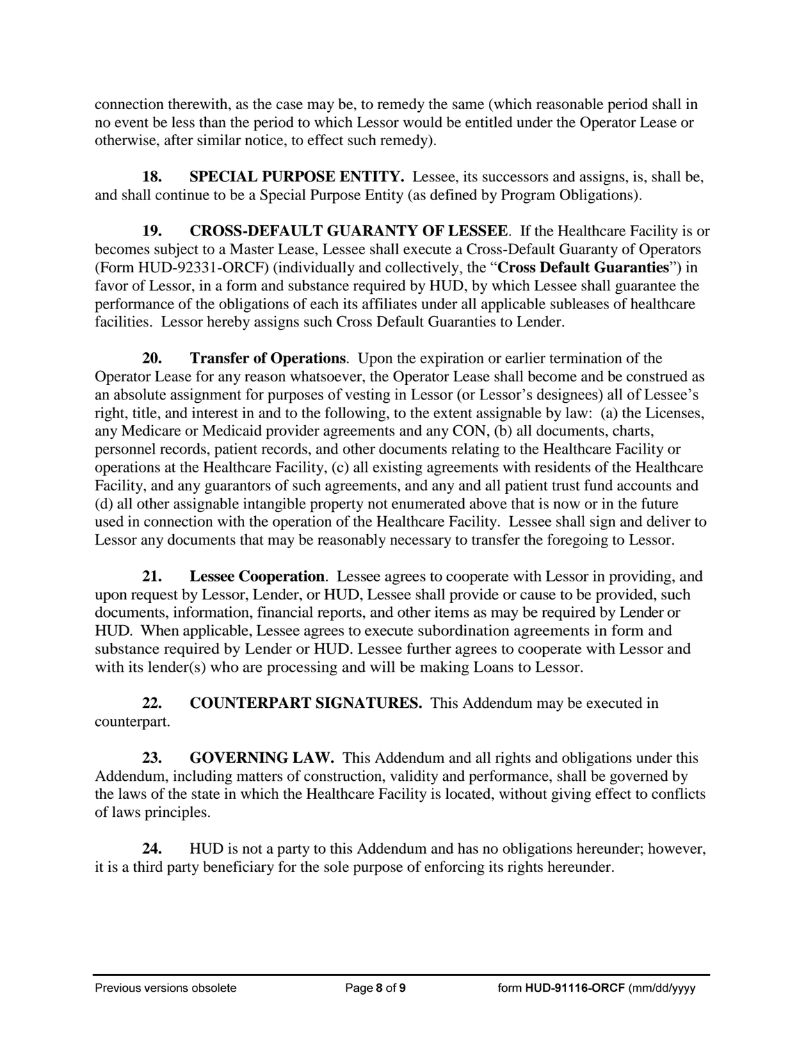connection therewith, as the case may be, to remedy the same (which reasonable period shall in no event be less than the period to which Lessor would be entitled under the Operator Lease or otherwise, after similar notice, to effect such remedy).

**18. SPECIAL PURPOSE ENTITY.** Lessee, its successors and assigns, is, shall be, and shall continue to be a Special Purpose Entity (as defined by Program Obligations).

**19. CROSS-DEFAULT GUARANTY OF LESSEE**. If the Healthcare Facility is or becomes subject to a Master Lease, Lessee shall execute a Cross-Default Guaranty of Operators (Form HUD-92331-ORCF) (individually and collectively, the "**Cross Default Guaranties**") in favor of Lessor, in a form and substance required by HUD, by which Lessee shall guarantee the performance of the obligations of each its affiliates under all applicable subleases of healthcare facilities. Lessor hereby assigns such Cross Default Guaranties to Lender.

**20. Transfer of Operations**. Upon the expiration or earlier termination of the Operator Lease for any reason whatsoever, the Operator Lease shall become and be construed as an absolute assignment for purposes of vesting in Lessor (or Lessor's designees) all of Lessee's right, title, and interest in and to the following, to the extent assignable by law: (a) the Licenses, any Medicare or Medicaid provider agreements and any CON, (b) all documents, charts, personnel records, patient records, and other documents relating to the Healthcare Facility or operations at the Healthcare Facility, (c) all existing agreements with residents of the Healthcare Facility, and any guarantors of such agreements, and any and all patient trust fund accounts and (d) all other assignable intangible property not enumerated above that is now or in the future used in connection with the operation of the Healthcare Facility. Lessee shall sign and deliver to Lessor any documents that may be reasonably necessary to transfer the foregoing to Lessor.

**21. Lessee Cooperation**. Lessee agrees to cooperate with Lessor in providing, and upon request by Lessor, Lender, or HUD, Lessee shall provide or cause to be provided, such documents, information, financial reports, and other items as may be required by Lender or HUD. When applicable, Lessee agrees to execute subordination agreements in form and substance required by Lender or HUD. Lessee further agrees to cooperate with Lessor and with its lender(s) who are processing and will be making Loans to Lessor.

**22. COUNTERPART SIGNATURES.** This Addendum may be executed in counterpart.

**23. GOVERNING LAW.** This Addendum and all rights and obligations under this Addendum, including matters of construction, validity and performance, shall be governed by the laws of the state in which the Healthcare Facility is located, without giving effect to conflicts of laws principles.

**24.** HUD is not a party to this Addendum and has no obligations hereunder; however, it is a third party beneficiary for the sole purpose of enforcing its rights hereunder.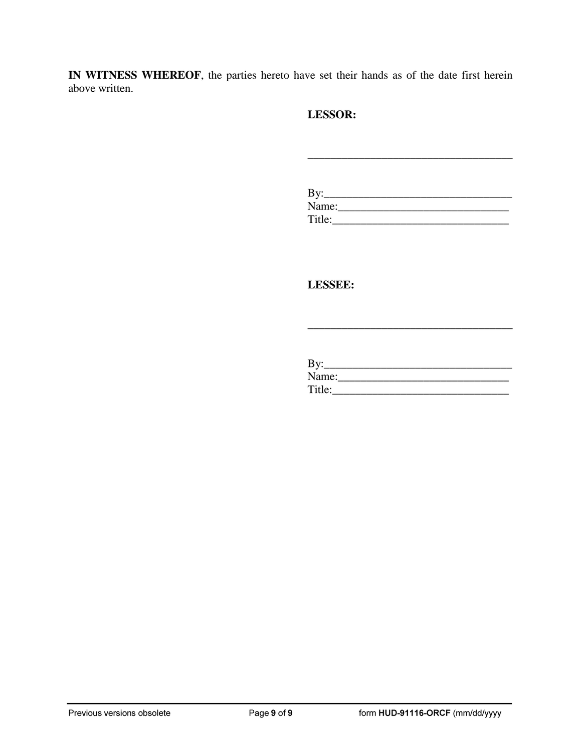**IN WITNESS WHEREOF**, the parties hereto have set their hands as of the date first herein above written.

**LESSOR:**

____________________________________

By:_________________________________
Name:______________________________
Title:_______________________________

**LESSEE:**

____________________________________

By:_________________________________
Name:______________________________
Title:_______________________________